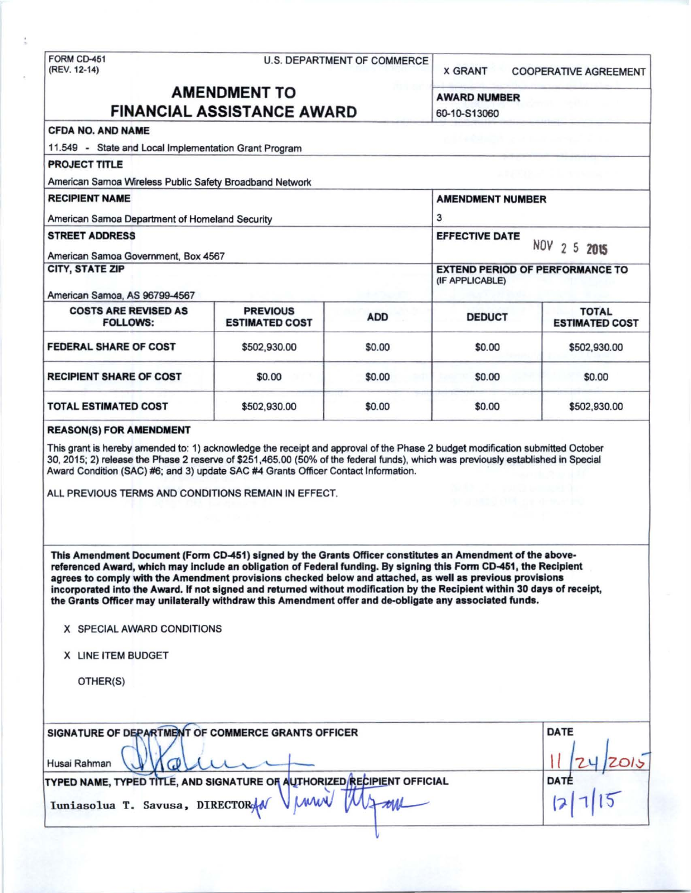FORM CD-451
(REV. 12-14)

U.S. DEPARTMENT OF COMMERCE

X GRANT     COOPERATIVE AGREEMENT

# AMENDMENT TO FINANCIAL ASSISTANCE AWARD

**AWARD NUMBER**
60-10-S13060

**CFDA NO. AND NAME**
11.549 - State and Local Implementation Grant Program

**PROJECT TITLE**
American Samoa Wireless Public Safety Broadband Network

**RECIPIENT NAME**
American Samoa Department of Homeland Security

**AMENDMENT NUMBER**
3

**STREET ADDRESS**
American Samoa Government, Box 4567

**EFFECTIVE DATE**
NOV 25 2015

**CITY, STATE ZIP**
American Samoa, AS 96799-4567

**EXTEND PERIOD OF PERFORMANCE TO** (IF APPLICABLE)

| COSTS ARE REVISED AS FOLLOWS: | PREVIOUS ESTIMATED COST | ADD | DEDUCT | TOTAL ESTIMATED COST |
|---|---|---|---|---|
| FEDERAL SHARE OF COST | $502,930.00 | $0.00 | $0.00 | $502,930.00 |
| RECIPIENT SHARE OF COST | $0.00 | $0.00 | $0.00 | $0.00 |
| TOTAL ESTIMATED COST | $502,930.00 | $0.00 | $0.00 | $502,930.00 |

**REASON(S) FOR AMENDMENT**

This grant is hereby amended to: 1) acknowledge the receipt and approval of the Phase 2 budget modification submitted October 30, 2015; 2) release the Phase 2 reserve of $251,465.00 (50% of the federal funds), which was previously established in Special Award Condition (SAC) #6; and 3) update SAC #4 Grants Officer Contact Information.

ALL PREVIOUS TERMS AND CONDITIONS REMAIN IN EFFECT.

**This Amendment Document (Form CD-451) signed by the Grants Officer constitutes an Amendment of the above-referenced Award, which may include an obligation of Federal funding. By signing this Form CD-451, the Recipient agrees to comply with the Amendment provisions checked below and attached, as well as previous provisions incorporated into the Award. If not signed and returned without modification by the Recipient within 30 days of receipt, the Grants Officer may unilaterally withdraw this Amendment offer and de-obligate any associated funds.**

X SPECIAL AWARD CONDITIONS

X LINE ITEM BUDGET

OTHER(S)

| SIGNATURE OF DEPARTMENT OF COMMERCE GRANTS OFFICER | DATE |
|---|---|
| Husai Rahman | 11/24/2015 |
| **TYPED NAME, TYPED TITLE, AND SIGNATURE OF AUTHORIZED RECIPIENT OFFICIAL** | **DATE** |
| Iuniasolua T. Savusa, DIRECTOR for | 12/7/15 |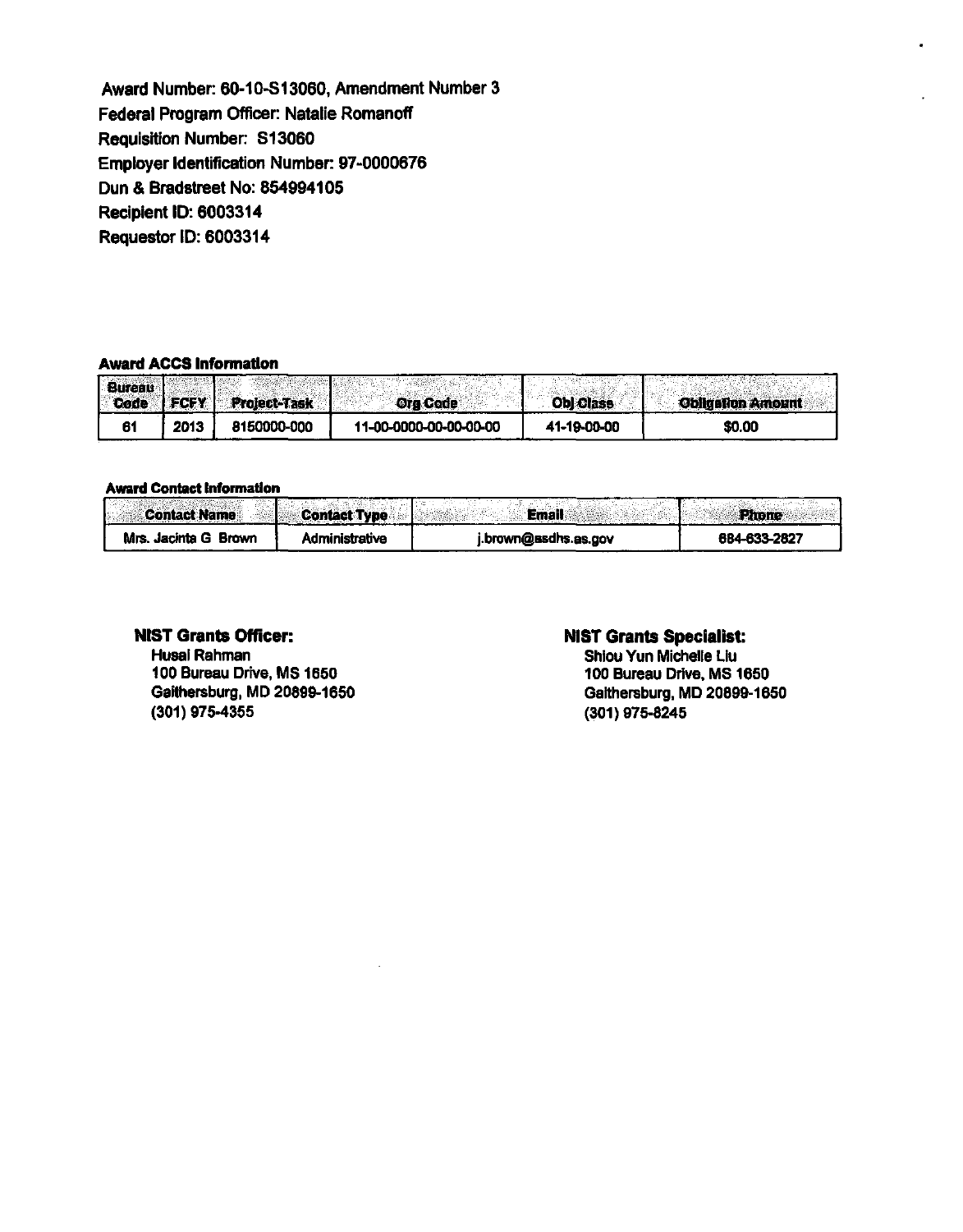Award Number: 60-10-S13060, Amendment Number 3
Federal Program Officer: Natalie Romanoff
Requisition Number: S13060
Employer Identification Number: 97-0000676
Dun & Bradstreet No: 854994105
Recipient ID: 6003314
Requestor ID: 6003314

**Award ACCS Information**

| Bureau Code | FCFY | Project-Task | Org Code | Obj Class | Obligation Amount |
|---|---|---|---|---|---|
| 61 | 2013 | 8150000-000 | 11-00-0000-00-00-00-00 | 41-19-00-00 | $0.00 |

**Award Contact Information**

| Contact Name | Contact Type | Email | Phone |
|---|---|---|---|
| Mrs. Jacinta G Brown | Administrative | j.brown@asdhs.as.gov | 684-633-2827 |

**NIST Grants Officer:**
Husai Rahman
100 Bureau Drive, MS 1650
Gaithersburg, MD 20899-1650
(301) 975-4355

**NIST Grants Specialist:**
Shiou Yun Michelle Liu
100 Bureau Drive, MS 1650
Gaithersburg, MD 20899-1650
(301) 975-6245